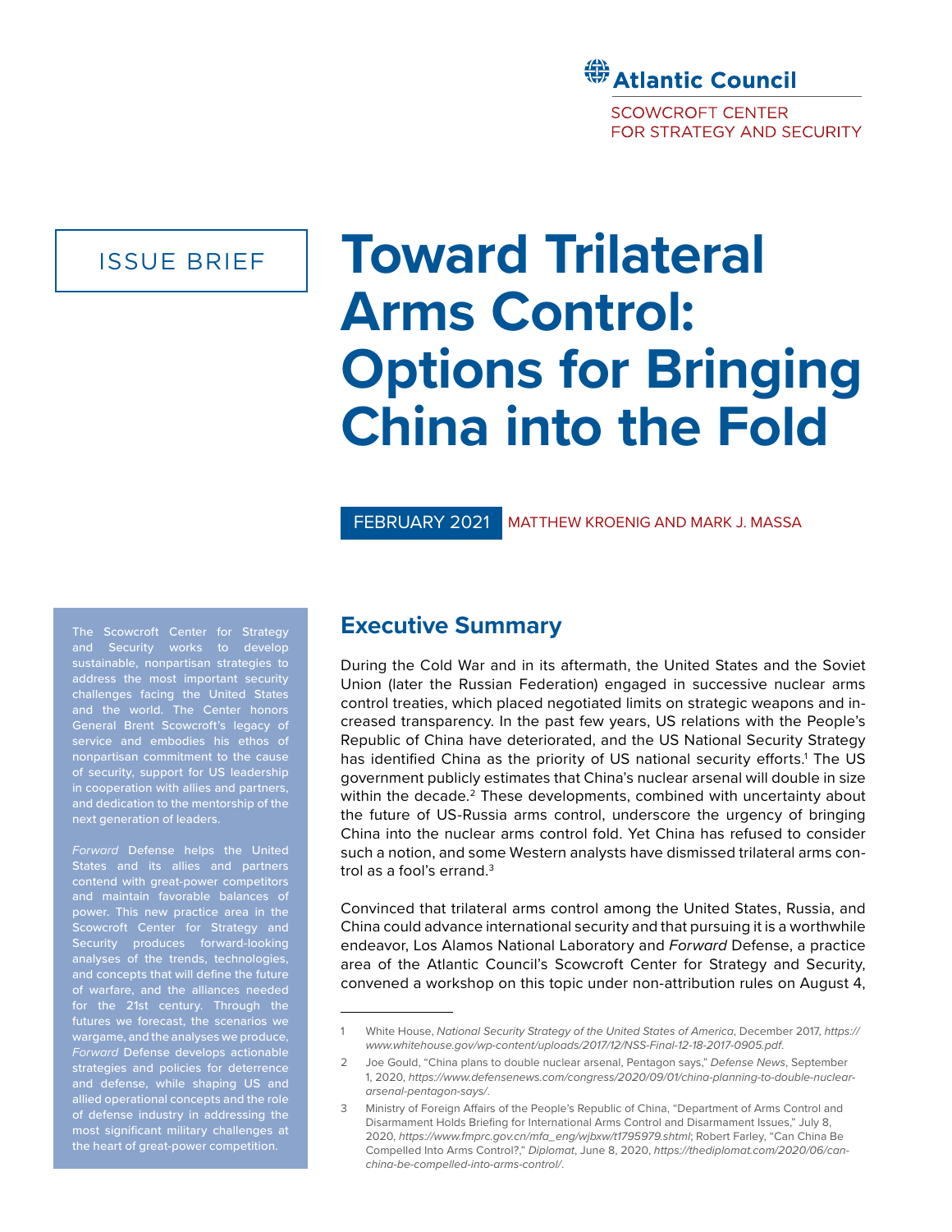Atlantic Council

SCOWCROFT CENTER FOR STRATEGY AND SECURITY

ISSUE BRIEF

# Toward Trilateral Arms Control: Options for Bringing China into the Fold

FEBRUARY 2021 MATTHEW KROENIG AND MARK J. MASSA

The Scowcroft Center for Strategy and Security works to develop sustainable, nonpartisan strategies to address the most important security challenges facing the United States and the world. The Center honors General Brent Scowcroft's legacy of service and embodies his ethos of nonpartisan commitment to the cause of security, support for US leadership in cooperation with allies and partners, and dedication to the mentorship of the next generation of leaders.

*Forward* Defense helps the United States and its allies and partners contend with great-power competitors and maintain favorable balances of power. This new practice area in the Scowcroft Center for Strategy and Security produces forward-looking analyses of the trends, technologies, and concepts that will define the future of warfare, and the alliances needed for the 21st century. Through the futures we forecast, the scenarios we wargame, and the analyses we produce, *Forward* Defense develops actionable strategies and policies for deterrence and defense, while shaping US and allied operational concepts and the role of defense industry in addressing the most significant military challenges at the heart of great-power competition.

## Executive Summary

During the Cold War and in its aftermath, the United States and the Soviet Union (later the Russian Federation) engaged in successive nuclear arms control treaties, which placed negotiated limits on strategic weapons and increased transparency. In the past few years, US relations with the People's Republic of China have deteriorated, and the US National Security Strategy has identified China as the priority of US national security efforts.[1] The US government publicly estimates that China's nuclear arsenal will double in size within the decade.[2] These developments, combined with uncertainty about the future of US-Russia arms control, underscore the urgency of bringing China into the nuclear arms control fold. Yet China has refused to consider such a notion, and some Western analysts have dismissed trilateral arms control as a fool's errand.[3]

Convinced that trilateral arms control among the United States, Russia, and China could advance international security and that pursuing it is a worthwhile endeavor, Los Alamos National Laboratory and *Forward* Defense, a practice area of the Atlantic Council's Scowcroft Center for Strategy and Security, convened a workshop on this topic under non-attribution rules on August 4,

---

1 White House, *National Security Strategy of the United States of America*, December 2017, *https://www.whitehouse.gov/wp-content/uploads/2017/12/NSS-Final-12-18-2017-0905.pdf*.

2 Joe Gould, "China plans to double nuclear arsenal, Pentagon says," *Defense News*, September 1, 2020, *https://www.defensenews.com/congress/2020/09/01/china-planning-to-double-nuclear-arsenal-pentagon-says/*.

3 Ministry of Foreign Affairs of the People's Republic of China, "Department of Arms Control and Disarmament Holds Briefing for International Arms Control and Disarmament Issues," July 8, 2020, *https://www.fmprc.gov.cn/mfa_eng/wjbxw/t1795979.shtml*; Robert Farley, "Can China Be Compelled Into Arms Control?," *Diplomat*, June 8, 2020, *https://thediplomat.com/2020/06/can-china-be-compelled-into-arms-control/*.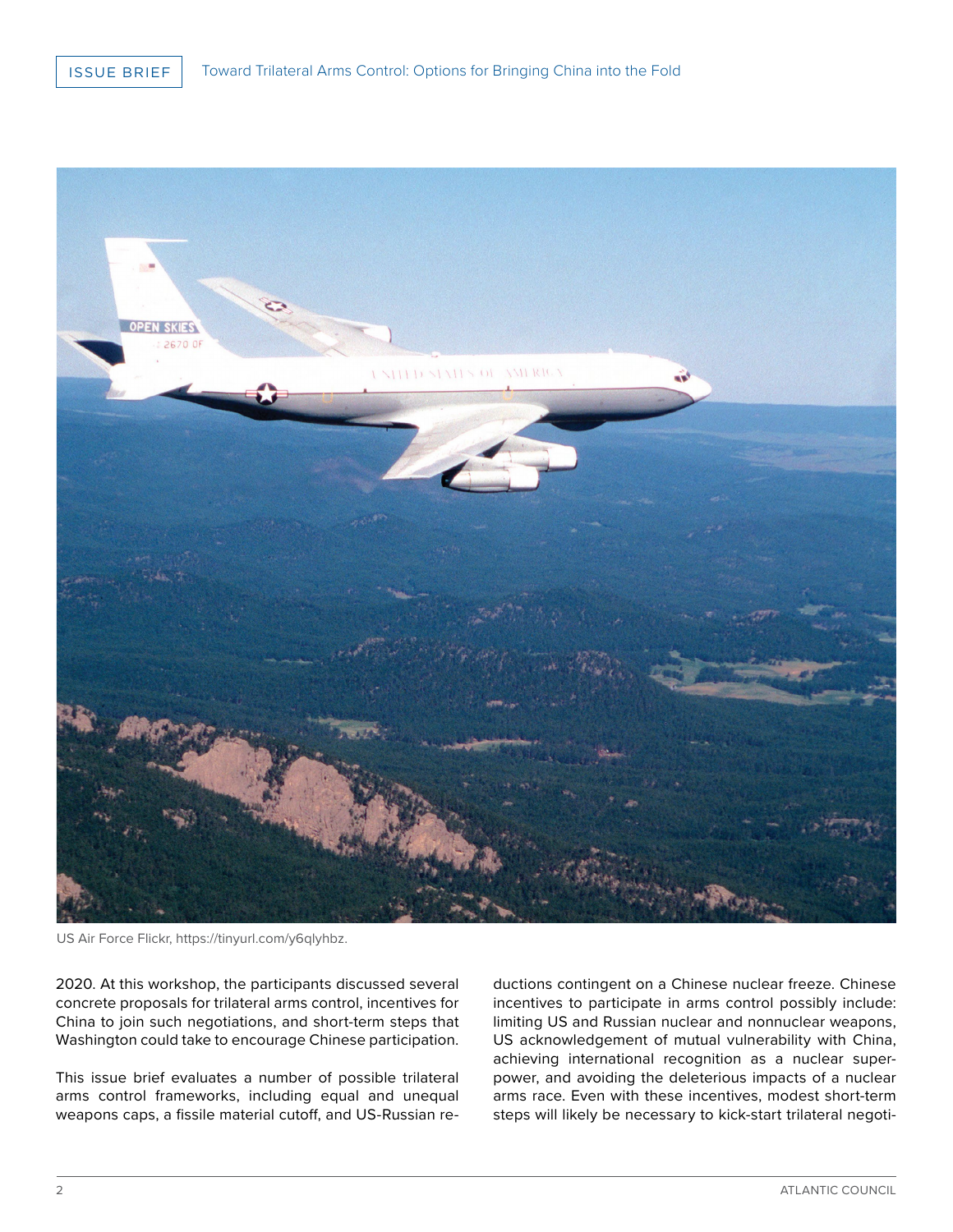US Air Force Flickr, https://tinyurl.com/y6qlyhbz.

2020. At this workshop, the participants discussed several concrete proposals for trilateral arms control, incentives for China to join such negotiations, and short-term steps that Washington could take to encourage Chinese participation.

This issue brief evaluates a number of possible trilateral arms control frameworks, including equal and unequal weapons caps, a fissile material cutoff, and US-Russian reductions contingent on a Chinese nuclear freeze. Chinese incentives to participate in arms control possibly include: limiting US and Russian nuclear and nonnuclear weapons, US acknowledgement of mutual vulnerability with China, achieving international recognition as a nuclear superpower, and avoiding the deleterious impacts of a nuclear arms race. Even with these incentives, modest short-term steps will likely be necessary to kick-start trilateral negoti-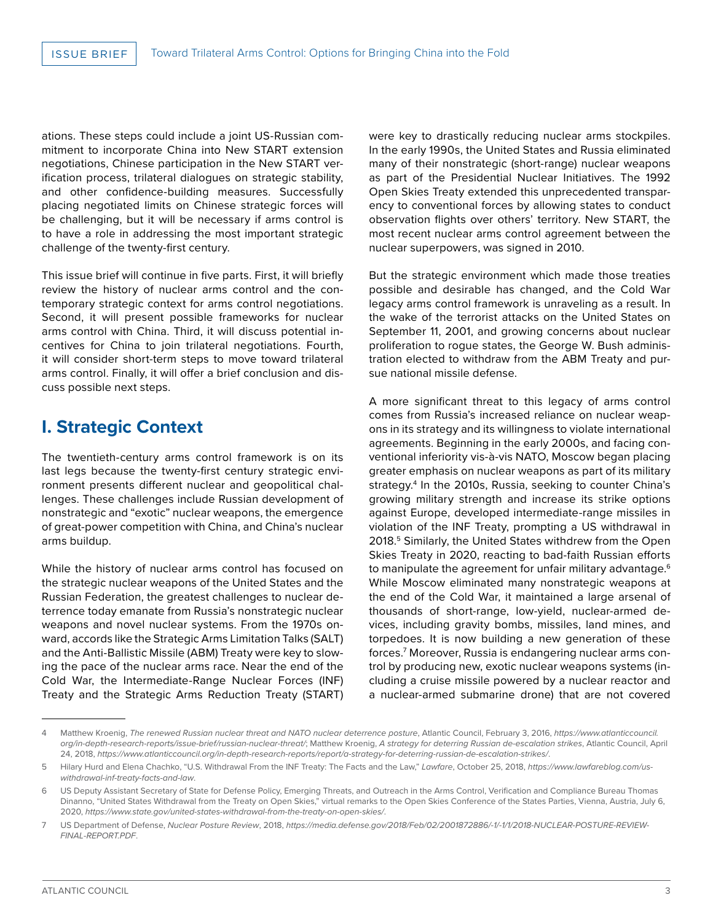ations. These steps could include a joint US-Russian commitment to incorporate China into New START extension negotiations, Chinese participation in the New START verification process, trilateral dialogues on strategic stability, and other confidence-building measures. Successfully placing negotiated limits on Chinese strategic forces will be challenging, but it will be necessary if arms control is to have a role in addressing the most important strategic challenge of the twenty-first century.

This issue brief will continue in five parts. First, it will briefly review the history of nuclear arms control and the contemporary strategic context for arms control negotiations. Second, it will present possible frameworks for nuclear arms control with China. Third, it will discuss potential incentives for China to join trilateral negotiations. Fourth, it will consider short-term steps to move toward trilateral arms control. Finally, it will offer a brief conclusion and discuss possible next steps.

## I. Strategic Context

The twentieth-century arms control framework is on its last legs because the twenty-first century strategic environment presents different nuclear and geopolitical challenges. These challenges include Russian development of nonstrategic and "exotic" nuclear weapons, the emergence of great-power competition with China, and China's nuclear arms buildup.

While the history of nuclear arms control has focused on the strategic nuclear weapons of the United States and the Russian Federation, the greatest challenges to nuclear deterrence today emanate from Russia's nonstrategic nuclear weapons and novel nuclear systems. From the 1970s onward, accords like the Strategic Arms Limitation Talks (SALT) and the Anti-Ballistic Missile (ABM) Treaty were key to slowing the pace of the nuclear arms race. Near the end of the Cold War, the Intermediate-Range Nuclear Forces (INF) Treaty and the Strategic Arms Reduction Treaty (START) were key to drastically reducing nuclear arms stockpiles. In the early 1990s, the United States and Russia eliminated many of their nonstrategic (short-range) nuclear weapons as part of the Presidential Nuclear Initiatives. The 1992 Open Skies Treaty extended this unprecedented transparency to conventional forces by allowing states to conduct observation flights over others' territory. New START, the most recent nuclear arms control agreement between the nuclear superpowers, was signed in 2010.

But the strategic environment which made those treaties possible and desirable has changed, and the Cold War legacy arms control framework is unraveling as a result. In the wake of the terrorist attacks on the United States on September 11, 2001, and growing concerns about nuclear proliferation to rogue states, the George W. Bush administration elected to withdraw from the ABM Treaty and pursue national missile defense.

A more significant threat to this legacy of arms control comes from Russia's increased reliance on nuclear weapons in its strategy and its willingness to violate international agreements. Beginning in the early 2000s, and facing conventional inferiority vis-à-vis NATO, Moscow began placing greater emphasis on nuclear weapons as part of its military strategy.[4] In the 2010s, Russia, seeking to counter China's growing military strength and increase its strike options against Europe, developed intermediate-range missiles in violation of the INF Treaty, prompting a US withdrawal in 2018.[5] Similarly, the United States withdrew from the Open Skies Treaty in 2020, reacting to bad-faith Russian efforts to manipulate the agreement for unfair military advantage.[6] While Moscow eliminated many nonstrategic weapons at the end of the Cold War, it maintained a large arsenal of thousands of short-range, low-yield, nuclear-armed devices, including gravity bombs, missiles, land mines, and torpedoes. It is now building a new generation of these forces.[7] Moreover, Russia is endangering nuclear arms control by producing new, exotic nuclear weapons systems (including a cruise missile powered by a nuclear reactor and a nuclear-armed submarine drone) that are not covered

---

4 Matthew Kroenig, *The renewed Russian nuclear threat and NATO nuclear deterrence posture*, Atlantic Council, February 3, 2016, *https://www.atlanticcouncil.org/in-depth-research-reports/issue-brief/russian-nuclear-threat/*; Matthew Kroenig, *A strategy for deterring Russian de-escalation strikes*, Atlantic Council, April 24, 2018, *https://www.atlanticcouncil.org/in-depth-research-reports/report/a-strategy-for-deterring-russian-de-escalation-strikes/*.

5 Hilary Hurd and Elena Chachko, "U.S. Withdrawal From the INF Treaty: The Facts and the Law," *Lawfare*, October 25, 2018, *https://www.lawfareblog.com/us-withdrawal-inf-treaty-facts-and-law*.

6 US Deputy Assistant Secretary of State for Defense Policy, Emerging Threats, and Outreach in the Arms Control, Verification and Compliance Bureau Thomas Dinanno, "United States Withdrawal from the Treaty on Open Skies," virtual remarks to the Open Skies Conference of the States Parties, Vienna, Austria, July 6, 2020, *https://www.state.gov/united-states-withdrawal-from-the-treaty-on-open-skies/*.

7 US Department of Defense, *Nuclear Posture Review*, 2018, *https://media.defense.gov/2018/Feb/02/2001872886/-1/-1/1/2018-NUCLEAR-POSTURE-REVIEW-FINAL-REPORT.PDF*.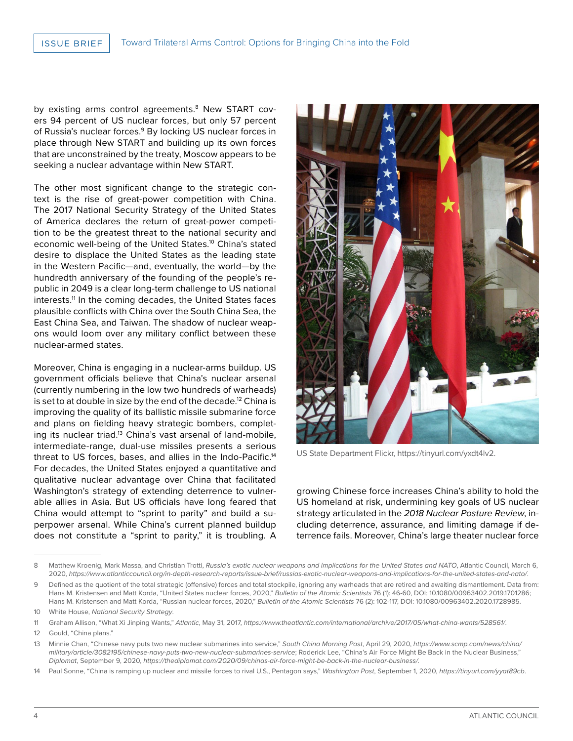by existing arms control agreements.[8] New START covers 94 percent of US nuclear forces, but only 57 percent of Russia's nuclear forces.[9] By locking US nuclear forces in place through New START and building up its own forces that are unconstrained by the treaty, Moscow appears to be seeking a nuclear advantage within New START.

The other most significant change to the strategic context is the rise of great-power competition with China. The 2017 National Security Strategy of the United States of America declares the return of great-power competition to be the greatest threat to the national security and economic well-being of the United States.[10] China's stated desire to displace the United States as the leading state in the Western Pacific—and, eventually, the world—by the hundredth anniversary of the founding of the people's republic in 2049 is a clear long-term challenge to US national interests.[11] In the coming decades, the United States faces plausible conflicts with China over the South China Sea, the East China Sea, and Taiwan. The shadow of nuclear weapons would loom over any military conflict between these nuclear-armed states.

Moreover, China is engaging in a nuclear-arms buildup. US government officials believe that China's nuclear arsenal (currently numbering in the low two hundreds of warheads) is set to at double in size by the end of the decade.[12] China is improving the quality of its ballistic missile submarine force and plans on fielding heavy strategic bombers, completing its nuclear triad.[13] China's vast arsenal of land-mobile, intermediate-range, dual-use missiles presents a serious threat to US forces, bases, and allies in the Indo-Pacific.[14] For decades, the United States enjoyed a quantitative and qualitative nuclear advantage over China that facilitated Washington's strategy of extending deterrence to vulnerable allies in Asia. But US officials have long feared that China would attempt to "sprint to parity" and build a superpower arsenal. While China's current planned buildup does not constitute a "sprint to parity," it is troubling. A growing Chinese force increases China's ability to hold the US homeland at risk, undermining key goals of US nuclear strategy articulated in the *2018 Nuclear Posture Review*, including deterrence, assurance, and limiting damage if deterrence fails. Moreover, China's large theater nuclear force

US State Department Flickr, https://tinyurl.com/yxdt4lv2.

---

8 Matthew Kroenig, Mark Massa, and Christian Trotti, *Russia's exotic nuclear weapons and implications for the United States and NATO*, Atlantic Council, March 6, 2020, *https://www.atlanticcouncil.org/in-depth-research-reports/issue-brief/russias-exotic-nuclear-weapons-and-implications-for-the-united-states-and-nato/*.

9 Defined as the quotient of the total strategic (offensive) forces and total stockpile, ignoring any warheads that are retired and awaiting dismantlement. Data from: Hans M. Kristensen and Matt Korda, "United States nuclear forces, 2020," *Bulletin of the Atomic Scientists* 76 (1): 46-60, DOI: 10.1080/00963402.2019.1701286; Hans M. Kristensen and Matt Korda, "Russian nuclear forces, 2020," *Bulletin of the Atomic Scientists* 76 (2): 102-117, DOI: 10.1080/00963402.2020.1728985.

10 White House, *National Security Strategy*.

11 Graham Allison, "What Xi Jinping Wants," *Atlantic*, May 31, 2017, *https://www.theatlantic.com/international/archive/2017/05/what-china-wants/528561/*.

12 Gould, "China plans."

13 Minnie Chan, "Chinese navy puts two new nuclear submarines into service," *South China Morning Post*, April 29, 2020, *https://www.scmp.com/news/china/military/article/3082195/chinese-navy-puts-two-new-nuclear-submarines-service*; Roderick Lee, "China's Air Force Might Be Back in the Nuclear Business," *Diplomat*, September 9, 2020, *https://thediplomat.com/2020/09/chinas-air-force-might-be-back-in-the-nuclear-business/*.

14 Paul Sonne, "China is ramping up nuclear and missile forces to rival U.S., Pentagon says," *Washington Post*, September 1, 2020, *https://tinyurl.com/yyat89cb*.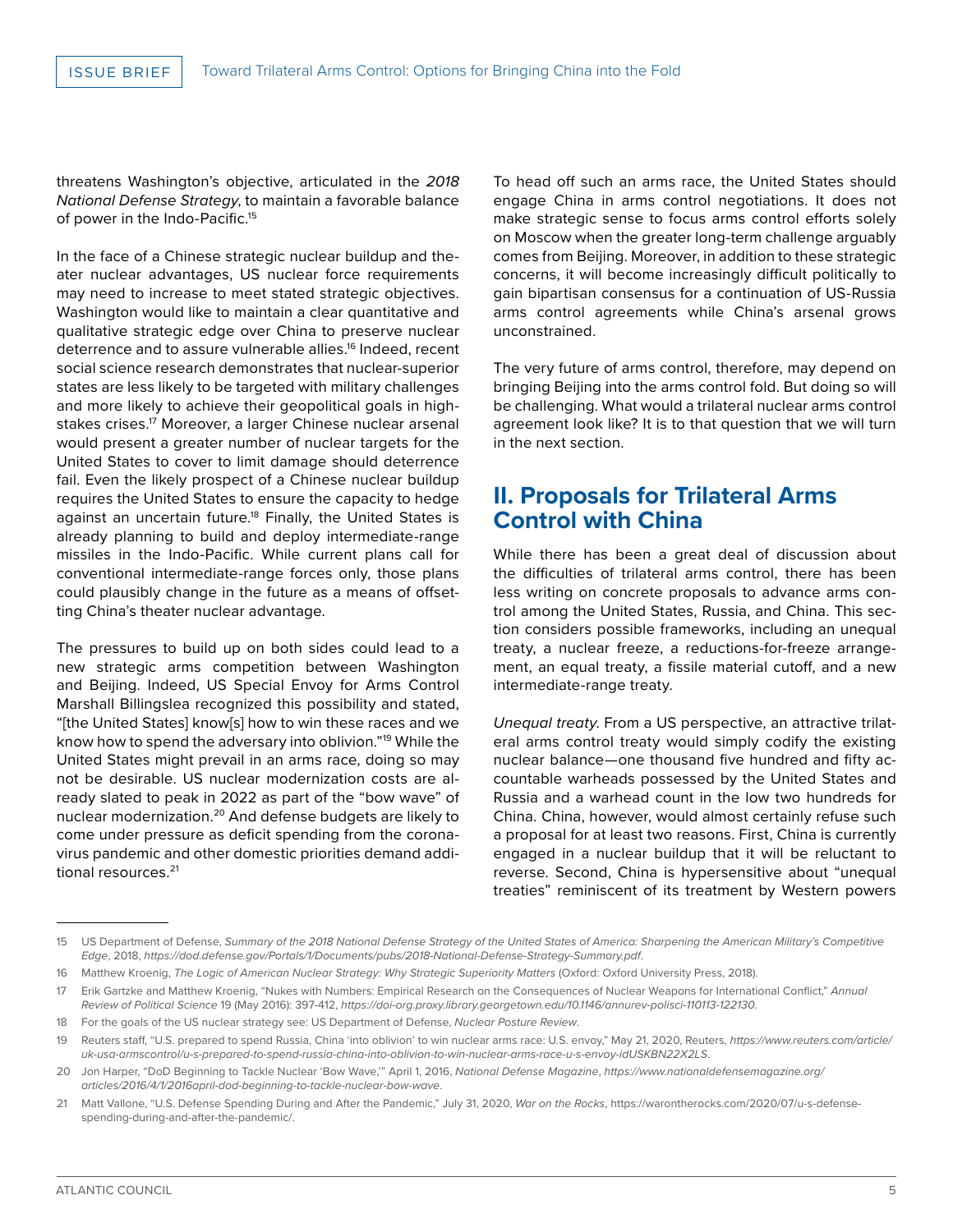threatens Washington's objective, articulated in the *2018 National Defense Strategy*, to maintain a favorable balance of power in the Indo-Pacific.[15]

In the face of a Chinese strategic nuclear buildup and theater nuclear advantages, US nuclear force requirements may need to increase to meet stated strategic objectives. Washington would like to maintain a clear quantitative and qualitative strategic edge over China to preserve nuclear deterrence and to assure vulnerable allies.[16] Indeed, recent social science research demonstrates that nuclear-superior states are less likely to be targeted with military challenges and more likely to achieve their geopolitical goals in high-stakes crises.[17] Moreover, a larger Chinese nuclear arsenal would present a greater number of nuclear targets for the United States to cover to limit damage should deterrence fail. Even the likely prospect of a Chinese nuclear buildup requires the United States to ensure the capacity to hedge against an uncertain future.[18] Finally, the United States is already planning to build and deploy intermediate-range missiles in the Indo-Pacific. While current plans call for conventional intermediate-range forces only, those plans could plausibly change in the future as a means of offsetting China's theater nuclear advantage.

The pressures to build up on both sides could lead to a new strategic arms competition between Washington and Beijing. Indeed, US Special Envoy for Arms Control Marshall Billingslea recognized this possibility and stated, "[the United States] know[s] how to win these races and we know how to spend the adversary into oblivion."[19] While the United States might prevail in an arms race, doing so may not be desirable. US nuclear modernization costs are already slated to peak in 2022 as part of the "bow wave" of nuclear modernization.[20] And defense budgets are likely to come under pressure as deficit spending from the coronavirus pandemic and other domestic priorities demand additional resources.[21]

To head off such an arms race, the United States should engage China in arms control negotiations. It does not make strategic sense to focus arms control efforts solely on Moscow when the greater long-term challenge arguably comes from Beijing. Moreover, in addition to these strategic concerns, it will become increasingly difficult politically to gain bipartisan consensus for a continuation of US-Russia arms control agreements while China's arsenal grows unconstrained.

The very future of arms control, therefore, may depend on bringing Beijing into the arms control fold. But doing so will be challenging. What would a trilateral nuclear arms control agreement look like? It is to that question that we will turn in the next section.

## II. Proposals for Trilateral Arms Control with China

While there has been a great deal of discussion about the difficulties of trilateral arms control, there has been less writing on concrete proposals to advance arms control among the United States, Russia, and China. This section considers possible frameworks, including an unequal treaty, a nuclear freeze, a reductions-for-freeze arrangement, an equal treaty, a fissile material cutoff, and a new intermediate-range treaty.

*Unequal treaty*. From a US perspective, an attractive trilateral arms control treaty would simply codify the existing nuclear balance—one thousand five hundred and fifty accountable warheads possessed by the United States and Russia and a warhead count in the low two hundreds for China. China, however, would almost certainly refuse such a proposal for at least two reasons. First, China is currently engaged in a nuclear buildup that it will be reluctant to reverse. Second, China is hypersensitive about "unequal treaties" reminiscent of its treatment by Western powers

---

15 US Department of Defense, *Summary of the 2018 National Defense Strategy of the United States of America: Sharpening the American Military's Competitive Edge*, 2018, *https://dod.defense.gov/Portals/1/Documents/pubs/2018-National-Defense-Strategy-Summary.pdf*.

16 Matthew Kroenig, *The Logic of American Nuclear Strategy: Why Strategic Superiority Matters* (Oxford: Oxford University Press, 2018).

17 Erik Gartzke and Matthew Kroenig, "Nukes with Numbers: Empirical Research on the Consequences of Nuclear Weapons for International Conflict," *Annual Review of Political Science* 19 (May 2016): 397-412, *https://doi-org.proxy.library.georgetown.edu/10.1146/annurev-polisci-110113-122130*.

18 For the goals of the US nuclear strategy see: US Department of Defense, *Nuclear Posture Review*.

19 Reuters staff, "U.S. prepared to spend Russia, China 'into oblivion' to win nuclear arms race: U.S. envoy," May 21, 2020, Reuters, *https://www.reuters.com/article/uk-usa-armscontrol/u-s-prepared-to-spend-russia-china-into-oblivion-to-win-nuclear-arms-race-u-s-envoy-idUSKBN22X2LS*.

20 Jon Harper, "DoD Beginning to Tackle Nuclear 'Bow Wave,'" April 1, 2016, *National Defense Magazine*, *https://www.nationaldefensemagazine.org/articles/2016/4/1/2016april-dod-beginning-to-tackle-nuclear-bow-wave*.

21 Matt Vallone, "U.S. Defense Spending During and After the Pandemic," July 31, 2020, *War on the Rocks*, https://warontherocks.com/2020/07/u-s-defense-spending-during-and-after-the-pandemic/.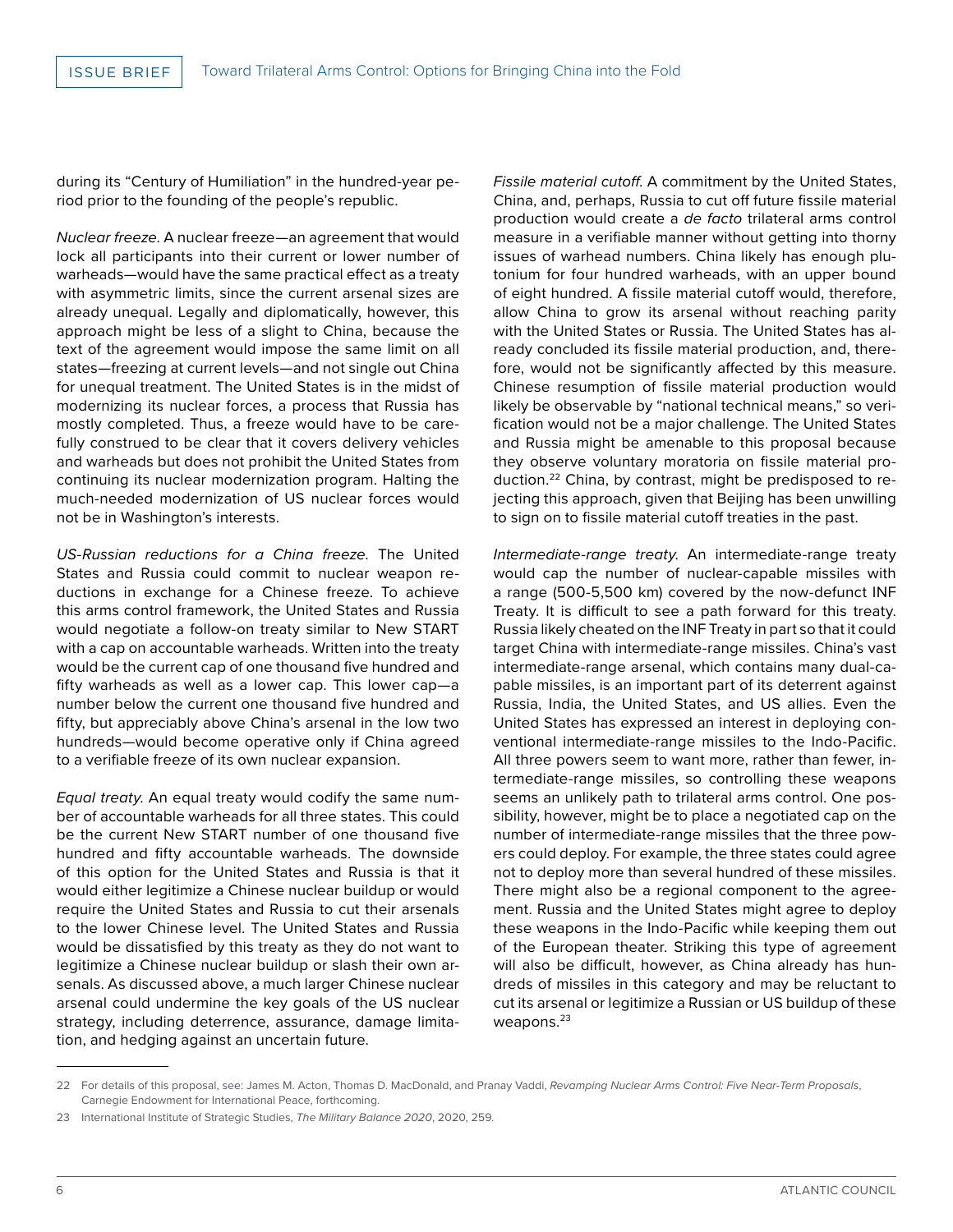during its "Century of Humiliation" in the hundred-year period prior to the founding of the people's republic.

*Nuclear freeze*. A nuclear freeze—an agreement that would lock all participants into their current or lower number of warheads—would have the same practical effect as a treaty with asymmetric limits, since the current arsenal sizes are already unequal. Legally and diplomatically, however, this approach might be less of a slight to China, because the text of the agreement would impose the same limit on all states—freezing at current levels—and not single out China for unequal treatment. The United States is in the midst of modernizing its nuclear forces, a process that Russia has mostly completed. Thus, a freeze would have to be carefully construed to be clear that it covers delivery vehicles and warheads but does not prohibit the United States from continuing its nuclear modernization program. Halting the much-needed modernization of US nuclear forces would not be in Washington's interests.

*US-Russian reductions for a China freeze*. The United States and Russia could commit to nuclear weapon reductions in exchange for a Chinese freeze. To achieve this arms control framework, the United States and Russia would negotiate a follow-on treaty similar to New START with a cap on accountable warheads. Written into the treaty would be the current cap of one thousand five hundred and fifty warheads as well as a lower cap. This lower cap—a number below the current one thousand five hundred and fifty, but appreciably above China's arsenal in the low two hundreds—would become operative only if China agreed to a verifiable freeze of its own nuclear expansion.

*Equal treaty*. An equal treaty would codify the same number of accountable warheads for all three states. This could be the current New START number of one thousand five hundred and fifty accountable warheads. The downside of this option for the United States and Russia is that it would either legitimize a Chinese nuclear buildup or would require the United States and Russia to cut their arsenals to the lower Chinese level. The United States and Russia would be dissatisfied by this treaty as they do not want to legitimize a Chinese nuclear buildup or slash their own arsenals. As discussed above, a much larger Chinese nuclear arsenal could undermine the key goals of the US nuclear strategy, including deterrence, assurance, damage limitation, and hedging against an uncertain future.

*Fissile material cutoff*. A commitment by the United States, China, and, perhaps, Russia to cut off future fissile material production would create a *de facto* trilateral arms control measure in a verifiable manner without getting into thorny issues of warhead numbers. China likely has enough plutonium for four hundred warheads, with an upper bound of eight hundred. A fissile material cutoff would, therefore, allow China to grow its arsenal without reaching parity with the United States or Russia. The United States has already concluded its fissile material production, and, therefore, would not be significantly affected by this measure. Chinese resumption of fissile material production would likely be observable by "national technical means," so verification would not be a major challenge. The United States and Russia might be amenable to this proposal because they observe voluntary moratoria on fissile material production.[22] China, by contrast, might be predisposed to rejecting this approach, given that Beijing has been unwilling to sign on to fissile material cutoff treaties in the past.

*Intermediate-range treaty*. An intermediate-range treaty would cap the number of nuclear-capable missiles with a range (500-5,500 km) covered by the now-defunct INF Treaty. It is difficult to see a path forward for this treaty. Russia likely cheated on the INF Treaty in part so that it could target China with intermediate-range missiles. China's vast intermediate-range arsenal, which contains many dual-capable missiles, is an important part of its deterrent against Russia, India, the United States, and US allies. Even the United States has expressed an interest in deploying conventional intermediate-range missiles to the Indo-Pacific. All three powers seem to want more, rather than fewer, intermediate-range missiles, so controlling these weapons seems an unlikely path to trilateral arms control. One possibility, however, might be to place a negotiated cap on the number of intermediate-range missiles that the three powers could deploy. For example, the three states could agree not to deploy more than several hundred of these missiles. There might also be a regional component to the agreement. Russia and the United States might agree to deploy these weapons in the Indo-Pacific while keeping them out of the European theater. Striking this type of agreement will also be difficult, however, as China already has hundreds of missiles in this category and may be reluctant to cut its arsenal or legitimize a Russian or US buildup of these weapons.[23]

---

22 For details of this proposal, see: James M. Acton, Thomas D. MacDonald, and Pranay Vaddi, *Revamping Nuclear Arms Control: Five Near-Term Proposals*, Carnegie Endowment for International Peace, forthcoming.

23 International Institute of Strategic Studies, *The Military Balance 2020*, 2020, 259.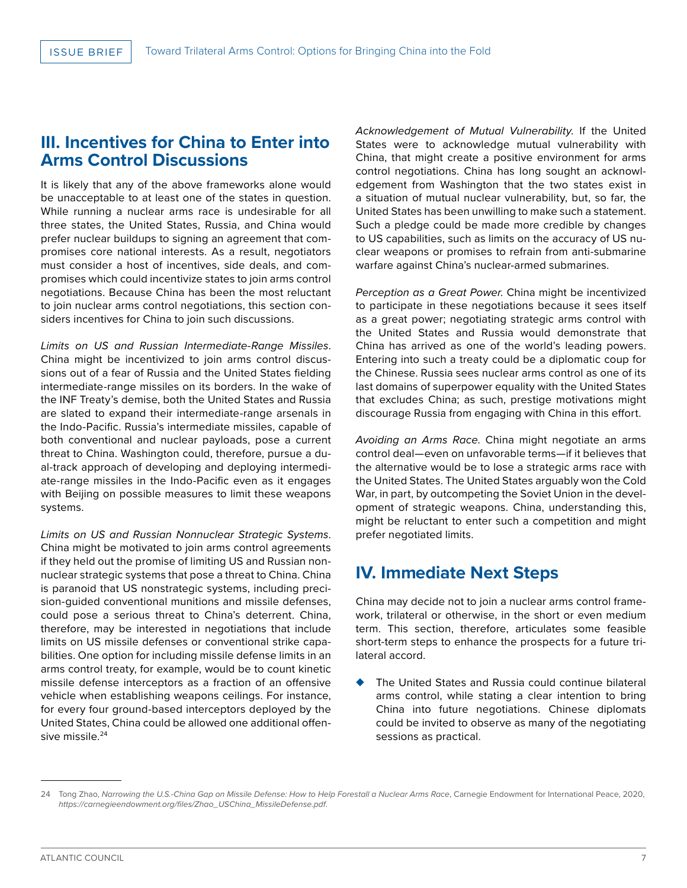## III. Incentives for China to Enter into Arms Control Discussions

It is likely that any of the above frameworks alone would be unacceptable to at least one of the states in question. While running a nuclear arms race is undesirable for all three states, the United States, Russia, and China would prefer nuclear buildups to signing an agreement that compromises core national interests. As a result, negotiators must consider a host of incentives, side deals, and compromises which could incentivize states to join arms control negotiations. Because China has been the most reluctant to join nuclear arms control negotiations, this section considers incentives for China to join such discussions.

*Limits on US and Russian Intermediate-Range Missiles*. China might be incentivized to join arms control discussions out of a fear of Russia and the United States fielding intermediate-range missiles on its borders. In the wake of the INF Treaty's demise, both the United States and Russia are slated to expand their intermediate-range arsenals in the Indo-Pacific. Russia's intermediate missiles, capable of both conventional and nuclear payloads, pose a current threat to China. Washington could, therefore, pursue a dual-track approach of developing and deploying intermediate-range missiles in the Indo-Pacific even as it engages with Beijing on possible measures to limit these weapons systems.

*Limits on US and Russian Nonnuclear Strategic Systems*. China might be motivated to join arms control agreements if they held out the promise of limiting US and Russian nonnuclear strategic systems that pose a threat to China. China is paranoid that US nonstrategic systems, including precision-guided conventional munitions and missile defenses, could pose a serious threat to China's deterrent. China, therefore, may be interested in negotiations that include limits on US missile defenses or conventional strike capabilities. One option for including missile defense limits in an arms control treaty, for example, would be to count kinetic missile defense interceptors as a fraction of an offensive vehicle when establishing weapons ceilings. For instance, for every four ground-based interceptors deployed by the United States, China could be allowed one additional offensive missile.[24]

*Acknowledgement of Mutual Vulnerability*. If the United States were to acknowledge mutual vulnerability with China, that might create a positive environment for arms control negotiations. China has long sought an acknowledgement from Washington that the two states exist in a situation of mutual nuclear vulnerability, but, so far, the United States has been unwilling to make such a statement. Such a pledge could be made more credible by changes to US capabilities, such as limits on the accuracy of US nuclear weapons or promises to refrain from anti-submarine warfare against China's nuclear-armed submarines.

*Perception as a Great Power*. China might be incentivized to participate in these negotiations because it sees itself as a great power; negotiating strategic arms control with the United States and Russia would demonstrate that China has arrived as one of the world's leading powers. Entering into such a treaty could be a diplomatic coup for the Chinese. Russia sees nuclear arms control as one of its last domains of superpower equality with the United States that excludes China; as such, prestige motivations might discourage Russia from engaging with China in this effort.

*Avoiding an Arms Race*. China might negotiate an arms control deal—even on unfavorable terms—if it believes that the alternative would be to lose a strategic arms race with the United States. The United States arguably won the Cold War, in part, by outcompeting the Soviet Union in the development of strategic weapons. China, understanding this, might be reluctant to enter such a competition and might prefer negotiated limits.

## IV. Immediate Next Steps

China may decide not to join a nuclear arms control framework, trilateral or otherwise, in the short or even medium term. This section, therefore, articulates some feasible short-term steps to enhance the prospects for a future trilateral accord.

- The United States and Russia could continue bilateral arms control, while stating a clear intention to bring China into future negotiations. Chinese diplomats could be invited to observe as many of the negotiating sessions as practical.

---

24 Tong Zhao, *Narrowing the U.S.-China Gap on Missile Defense: How to Help Forestall a Nuclear Arms Race*, Carnegie Endowment for International Peace, 2020, *https://carnegieendowment.org/files/Zhao_USChina_MissileDefense.pdf*.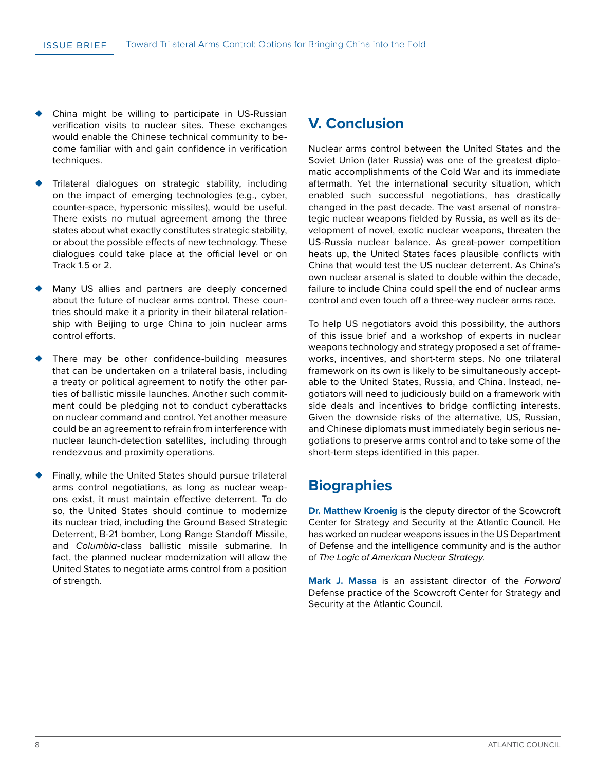- China might be willing to participate in US-Russian verification visits to nuclear sites. These exchanges would enable the Chinese technical community to become familiar with and gain confidence in verification techniques.

- Trilateral dialogues on strategic stability, including on the impact of emerging technologies (e.g., cyber, counter-space, hypersonic missiles), would be useful. There exists no mutual agreement among the three states about what exactly constitutes strategic stability, or about the possible effects of new technology. These dialogues could take place at the official level or on Track 1.5 or 2.

- Many US allies and partners are deeply concerned about the future of nuclear arms control. These countries should make it a priority in their bilateral relationship with Beijing to urge China to join nuclear arms control efforts.

- There may be other confidence-building measures that can be undertaken on a trilateral basis, including a treaty or political agreement to notify the other parties of ballistic missile launches. Another such commitment could be pledging not to conduct cyberattacks on nuclear command and control. Yet another measure could be an agreement to refrain from interference with nuclear launch-detection satellites, including through rendezvous and proximity operations.

- Finally, while the United States should pursue trilateral arms control negotiations, as long as nuclear weapons exist, it must maintain effective deterrent. To do so, the United States should continue to modernize its nuclear triad, including the Ground Based Strategic Deterrent, B-21 bomber, Long Range Standoff Missile, and *Columbia*-class ballistic missile submarine. In fact, the planned nuclear modernization will allow the United States to negotiate arms control from a position of strength.

## V. Conclusion

Nuclear arms control between the United States and the Soviet Union (later Russia) was one of the greatest diplomatic accomplishments of the Cold War and its immediate aftermath. Yet the international security situation, which enabled such successful negotiations, has drastically changed in the past decade. The vast arsenal of nonstrategic nuclear weapons fielded by Russia, as well as its development of novel, exotic nuclear weapons, threaten the US-Russia nuclear balance. As great-power competition heats up, the United States faces plausible conflicts with China that would test the US nuclear deterrent. As China's own nuclear arsenal is slated to double within the decade, failure to include China could spell the end of nuclear arms control and even touch off a three-way nuclear arms race.

To help US negotiators avoid this possibility, the authors of this issue brief and a workshop of experts in nuclear weapons technology and strategy proposed a set of frameworks, incentives, and short-term steps. No one trilateral framework on its own is likely to be simultaneously acceptable to the United States, Russia, and China. Instead, negotiators will need to judiciously build on a framework with side deals and incentives to bridge conflicting interests. Given the downside risks of the alternative, US, Russian, and Chinese diplomats must immediately begin serious negotiations to preserve arms control and to take some of the short-term steps identified in this paper.

## Biographies

**Dr. Matthew Kroenig** is the deputy director of the Scowcroft Center for Strategy and Security at the Atlantic Council. He has worked on nuclear weapons issues in the US Department of Defense and the intelligence community and is the author of *The Logic of American Nuclear Strategy.*

**Mark J. Massa** is an assistant director of the *Forward* Defense practice of the Scowcroft Center for Strategy and Security at the Atlantic Council.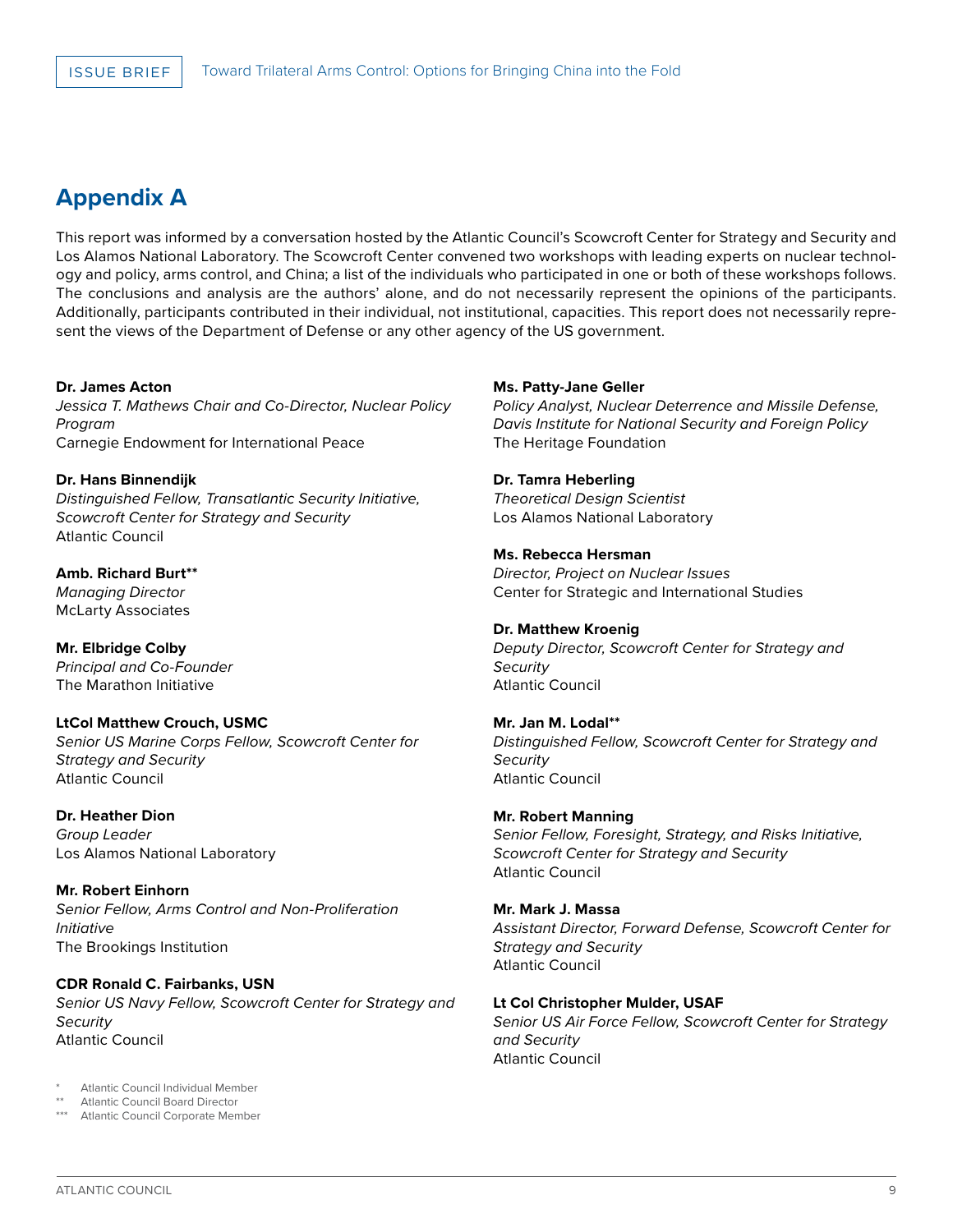## Appendix A

This report was informed by a conversation hosted by the Atlantic Council's Scowcroft Center for Strategy and Security and Los Alamos National Laboratory. The Scowcroft Center convened two workshops with leading experts on nuclear technology and policy, arms control, and China; a list of the individuals who participated in one or both of these workshops follows. The conclusions and analysis are the authors' alone, and do not necessarily represent the opinions of the participants. Additionally, participants contributed in their individual, not institutional, capacities. This report does not necessarily represent the views of the Department of Defense or any other agency of the US government.

**Dr. James Acton**
*Jessica T. Mathews Chair and Co-Director, Nuclear Policy Program*
Carnegie Endowment for International Peace

**Dr. Hans Binnendijk**
*Distinguished Fellow, Transatlantic Security Initiative, Scowcroft Center for Strategy and Security*
Atlantic Council

**Amb. Richard Burt****
*Managing Director*
McLarty Associates

**Mr. Elbridge Colby**
*Principal and Co-Founder*
The Marathon Initiative

**LtCol Matthew Crouch, USMC**
*Senior US Marine Corps Fellow, Scowcroft Center for Strategy and Security*
Atlantic Council

**Dr. Heather Dion**
*Group Leader*
Los Alamos National Laboratory

**Mr. Robert Einhorn**
*Senior Fellow, Arms Control and Non-Proliferation Initiative*
The Brookings Institution

**CDR Ronald C. Fairbanks, USN**
*Senior US Navy Fellow, Scowcroft Center for Strategy and Security*
Atlantic Council

**Ms. Patty-Jane Geller**
*Policy Analyst, Nuclear Deterrence and Missile Defense, Davis Institute for National Security and Foreign Policy*
The Heritage Foundation

**Dr. Tamra Heberling**
*Theoretical Design Scientist*
Los Alamos National Laboratory

**Ms. Rebecca Hersman**
*Director, Project on Nuclear Issues*
Center for Strategic and International Studies

**Dr. Matthew Kroenig**
*Deputy Director, Scowcroft Center for Strategy and Security*
Atlantic Council

**Mr. Jan M. Lodal****
*Distinguished Fellow, Scowcroft Center for Strategy and Security*
Atlantic Council

**Mr. Robert Manning**
*Senior Fellow, Foresight, Strategy, and Risks Initiative, Scowcroft Center for Strategy and Security*
Atlantic Council

**Mr. Mark J. Massa**
*Assistant Director, Forward Defense, Scowcroft Center for Strategy and Security*
Atlantic Council

**Lt Col Christopher Mulder, USAF**
*Senior US Air Force Fellow, Scowcroft Center for Strategy and Security*
Atlantic Council

\* Atlantic Council Individual Member
\*\* Atlantic Council Board Director
\*\*\* Atlantic Council Corporate Member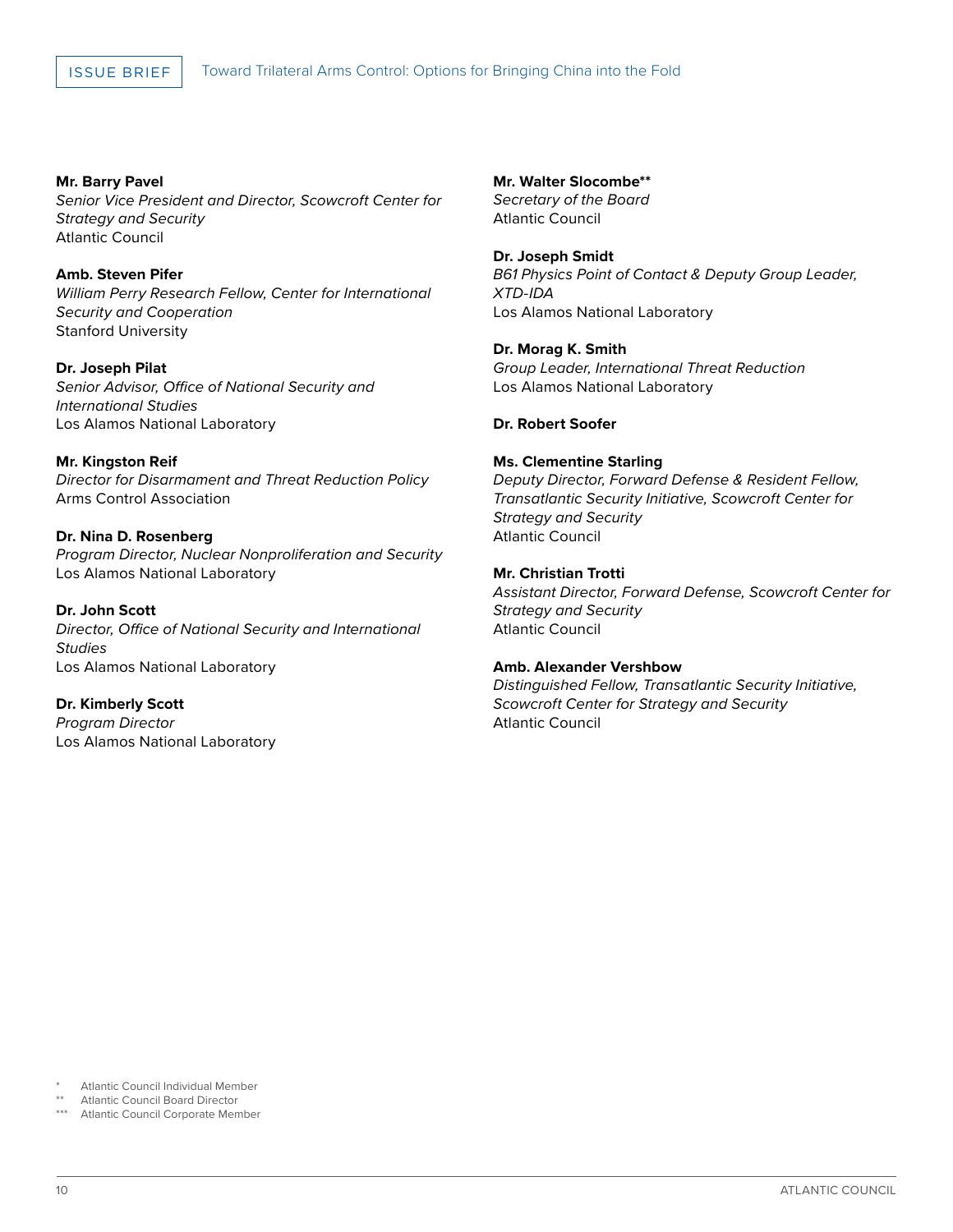**Mr. Barry Pavel**
*Senior Vice President and Director, Scowcroft Center for Strategy and Security*
Atlantic Council

**Amb. Steven Pifer**
*William Perry Research Fellow, Center for International Security and Cooperation*
Stanford University

**Dr. Joseph Pilat**
*Senior Advisor, Office of National Security and International Studies*
Los Alamos National Laboratory

**Mr. Kingston Reif**
*Director for Disarmament and Threat Reduction Policy*
Arms Control Association

**Dr. Nina D. Rosenberg**
*Program Director, Nuclear Nonproliferation and Security*
Los Alamos National Laboratory

**Dr. John Scott**
*Director, Office of National Security and International Studies*
Los Alamos National Laboratory

**Dr. Kimberly Scott**
*Program Director*
Los Alamos National Laboratory

**Mr. Walter Slocombe****
*Secretary of the Board*
Atlantic Council

**Dr. Joseph Smidt**
*B61 Physics Point of Contact & Deputy Group Leader, XTD-IDA*
Los Alamos National Laboratory

**Dr. Morag K. Smith**
*Group Leader, International Threat Reduction*
Los Alamos National Laboratory

**Dr. Robert Soofer**

**Ms. Clementine Starling**
*Deputy Director, Forward Defense & Resident Fellow, Transatlantic Security Initiative, Scowcroft Center for Strategy and Security*
Atlantic Council

**Mr. Christian Trotti**
*Assistant Director, Forward Defense, Scowcroft Center for Strategy and Security*
Atlantic Council

**Amb. Alexander Vershbow**
*Distinguished Fellow, Transatlantic Security Initiative, Scowcroft Center for Strategy and Security*
Atlantic Council

\* Atlantic Council Individual Member
** Atlantic Council Board Director
*** Atlantic Council Corporate Member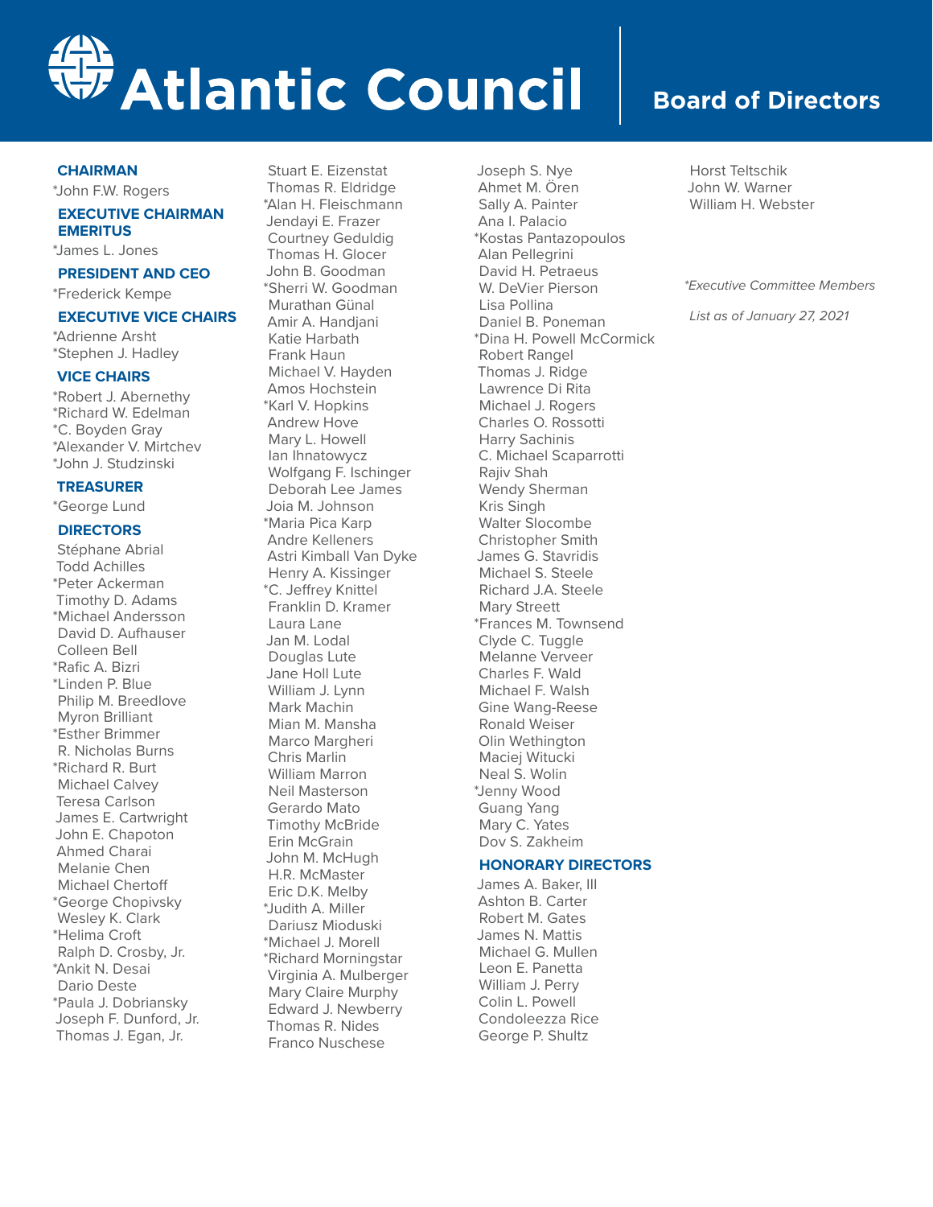# Atlantic Council

## Board of Directors

**CHAIRMAN**

*John F.W. Rogers

**EXECUTIVE CHAIRMAN EMERITUS**

*James L. Jones

**PRESIDENT AND CEO**

*Frederick Kempe

**EXECUTIVE VICE CHAIRS**

*Adrienne Arsht
*Stephen J. Hadley

**VICE CHAIRS**

*Robert J. Abernethy
*Richard W. Edelman
*C. Boyden Gray
*Alexander V. Mirtchev
*John J. Studzinski

**TREASURER**

*George Lund

**DIRECTORS**

Stéphane Abrial
Todd Achilles
*Peter Ackerman
Timothy D. Adams
*Michael Andersson
David D. Aufhauser
Colleen Bell
*Rafic A. Bizri
*Linden P. Blue
Philip M. Breedlove
Myron Brilliant
*Esther Brimmer
R. Nicholas Burns
*Richard R. Burt
Michael Calvey
Teresa Carlson
James E. Cartwright
John E. Chapoton
Ahmed Charai
Melanie Chen
Michael Chertoff
*George Chopivsky
Wesley K. Clark
*Helima Croft
Ralph D. Crosby, Jr.
*Ankit N. Desai
Dario Deste
*Paula J. Dobriansky
Joseph F. Dunford, Jr.
Thomas J. Egan, Jr.
Stuart E. Eizenstat
Thomas R. Eldridge
*Alan H. Fleischmann
Jendayi E. Frazer
Courtney Geduldig
Thomas H. Glocer
John B. Goodman
*Sherri W. Goodman
Murathan Günal
Amir A. Handjani
Katie Harbath
Frank Haun
Michael V. Hayden
Amos Hochstein
*Karl V. Hopkins
Andrew Hove
Mary L. Howell
Ian Ihnatowycz
Wolfgang F. Ischinger
Deborah Lee James
Joia M. Johnson
*Maria Pica Karp
Andre Kelleners
Astri Kimball Van Dyke
Henry A. Kissinger
*C. Jeffrey Knittel
Franklin D. Kramer
Laura Lane
Jan M. Lodal
Douglas Lute
Jane Holl Lute
William J. Lynn
Mark Machin
Mian M. Mansha
Marco Margheri
Chris Marlin
William Marron
Neil Masterson
Gerardo Mato
Timothy McBride
Erin McGrain
John M. McHugh
H.R. McMaster
Eric D.K. Melby
*Judith A. Miller
Dariusz Mioduski
*Michael J. Morell
*Richard Morningstar
Virginia A. Mulberger
Mary Claire Murphy
Edward J. Newberry
Thomas R. Nides
Franco Nuschese
Joseph S. Nye
Ahmet M. Ören
Sally A. Painter
Ana I. Palacio
*Kostas Pantazopoulos
Alan Pellegrini
David H. Petraeus
W. DeVier Pierson
Lisa Pollina
Daniel B. Poneman
*Dina H. Powell McCormick
Robert Rangel
Thomas J. Ridge
Lawrence Di Rita
Michael J. Rogers
Charles O. Rossotti
Harry Sachinis
C. Michael Scaparrotti
Rajiv Shah
Wendy Sherman
Kris Singh
Walter Slocombe
Christopher Smith
James G. Stavridis
Michael S. Steele
Richard J.A. Steele
Mary Streett
*Frances M. Townsend
Clyde C. Tuggle
Melanne Verveer
Charles F. Wald
Michael F. Walsh
Gine Wang-Reese
Ronald Weiser
Olin Wethington
Maciej Witucki
Neal S. Wolin
*Jenny Wood
Guang Yang
Mary C. Yates
Dov S. Zakheim

**HONORARY DIRECTORS**

James A. Baker, III
Ashton B. Carter
Robert M. Gates
James N. Mattis
Michael G. Mullen
Leon E. Panetta
William J. Perry
Colin L. Powell
Condoleezza Rice
George P. Shultz
Horst Teltschik
John W. Warner
William H. Webster

*\*Executive Committee Members*

*List as of January 27, 2021*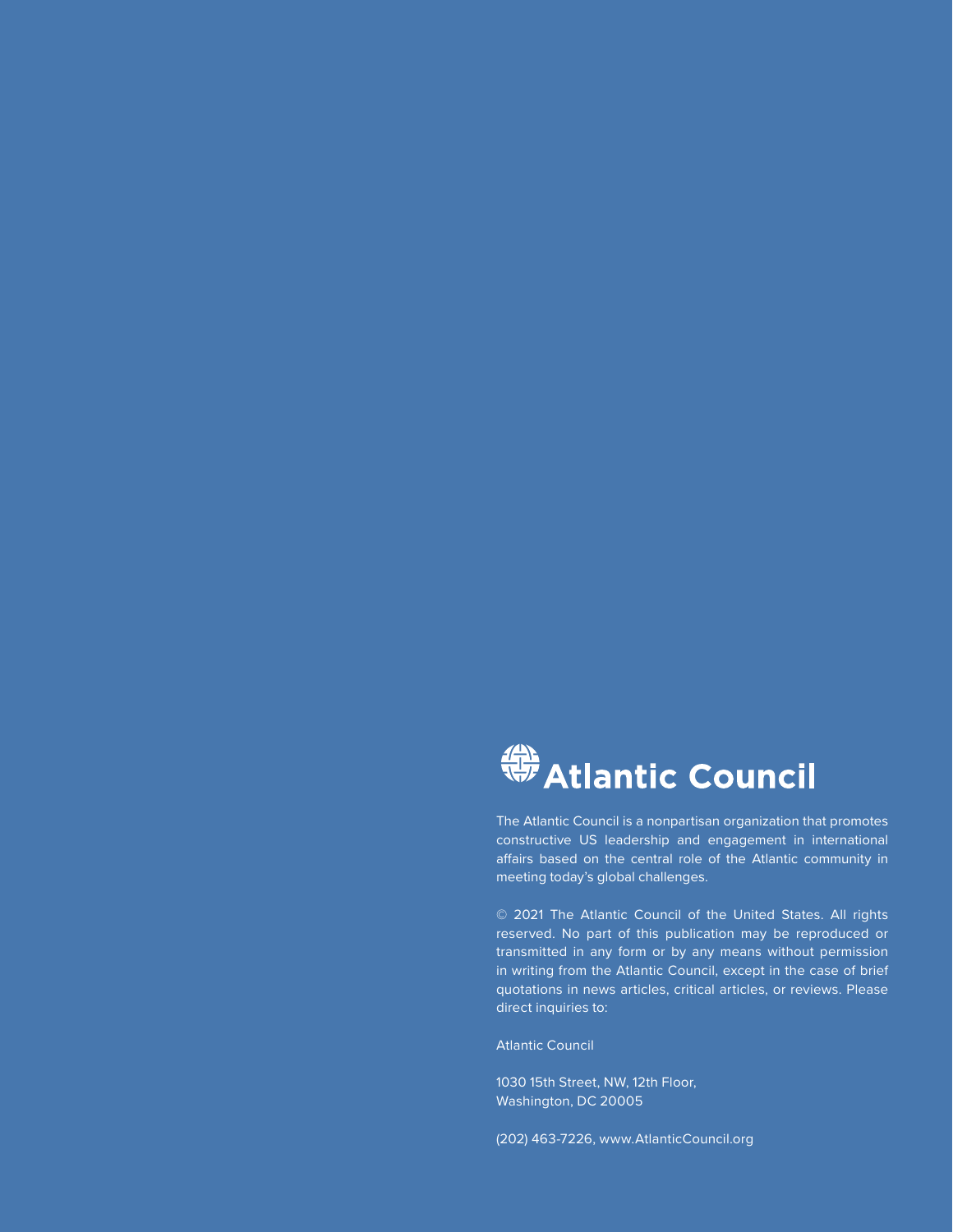# Atlantic Council

The Atlantic Council is a nonpartisan organization that promotes constructive US leadership and engagement in international affairs based on the central role of the Atlantic community in meeting today's global challenges.

© 2021 The Atlantic Council of the United States. All rights reserved. No part of this publication may be reproduced or transmitted in any form or by any means without permission in writing from the Atlantic Council, except in the case of brief quotations in news articles, critical articles, or reviews. Please direct inquiries to:

Atlantic Council

1030 15th Street, NW, 12th Floor,
Washington, DC 20005

(202) 463-7226, www.AtlanticCouncil.org